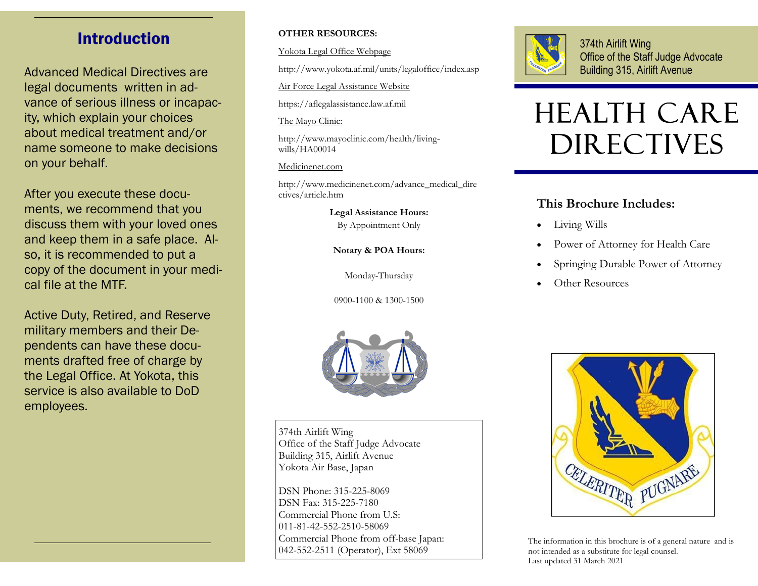## Introduction

Advanced Medical Directives are legal documents written in advance of serious illness or incapacity, which explain your choices about medical treatment and/or name someone to make decisions on your behalf.

After you execute these documents, we recommend that you discuss them with your loved ones and keep them in a safe place. Also, it is recommended to put a copy of the document in your medical file at the MTF.

Active Duty, Retired, and Reserve military members and their Dependents can have these documents drafted free of charge by the Legal Office. At Yokota, this service is also available to DoD employees.

**OTHER RESOURCES:**

Yokota Legal Office Webpage

http://www.yokota.af.mil/units/legaloffice/index.asp

Air Force Legal Assistance Website

https://aflegalassistance.law.af.mil

The Mayo Clinic:

http://www.mayoclinic.com/health/living-wills/HA00014

Medicinenet.com

http://www.medicinenet.com/advance_medical_directives/article.htm

**Legal Assistance Hours:**
By Appointment Only

**Notary & POA Hours:**

Monday-Thursday

0900-1100 & 1300-1500

374th Airlift Wing
Office of the Staff Judge Advocate
Building 315, Airlift Avenue
Yokota Air Base, Japan

DSN Phone: 315-225-8069
DSN Fax: 315-225-7180
Commercial Phone from U.S:
011-81-42-552-2510-58069
Commercial Phone from off-base Japan:
042-552-2511 (Operator), Ext 58069

374th Airlift Wing
Office of the Staff Judge Advocate
Building 315, Airlift Avenue

# HEALTH CARE DIRECTIVES

### This Brochure Includes:

- Living Wills
- Power of Attorney for Health Care
- Springing Durable Power of Attorney
- Other Resources

CELERITER PUGNARE

The information in this brochure is of a general nature and is not intended as a substitute for legal counsel.
Last updated 31 March 2021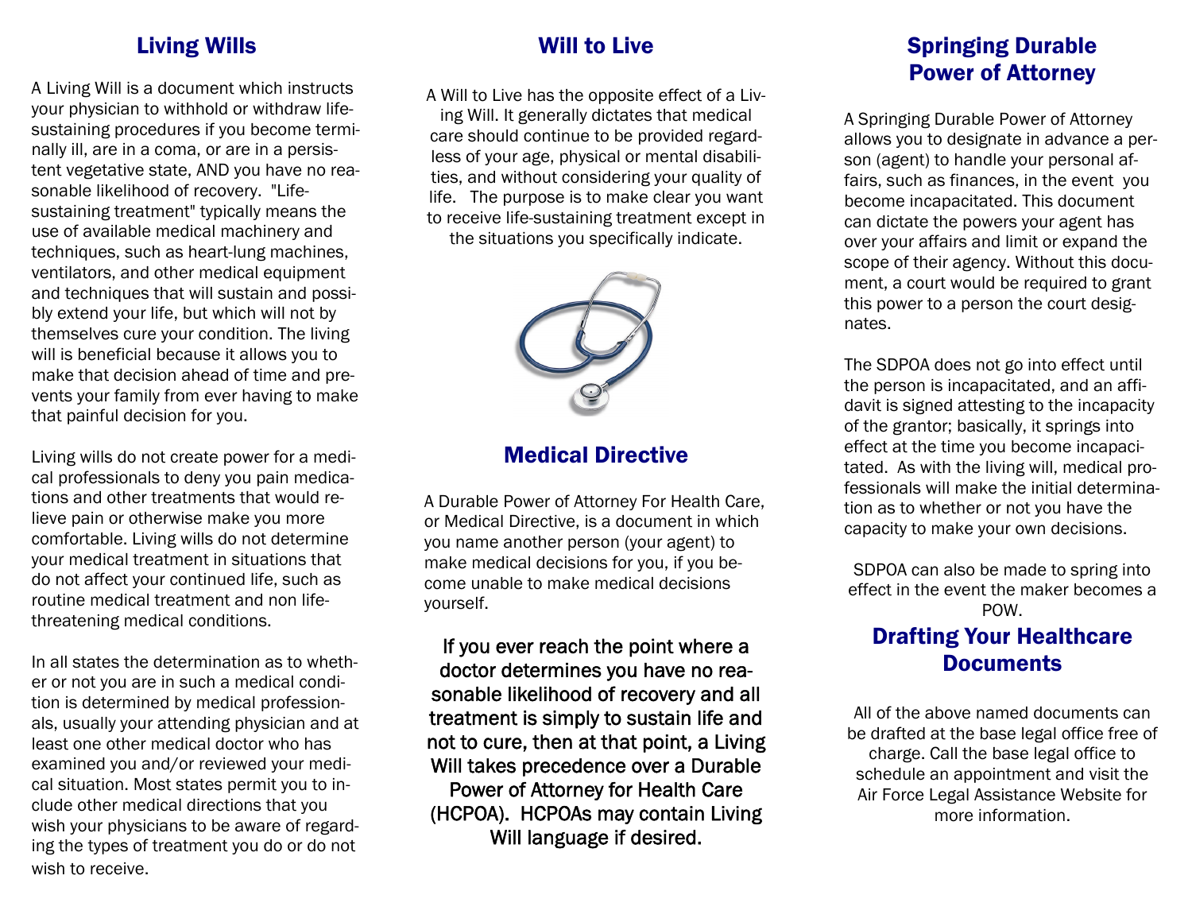## Living Wills

A Living Will is a document which instructs your physician to withhold or withdraw life-sustaining procedures if you become terminally ill, are in a coma, or are in a persistent vegetative state, AND you have no reasonable likelihood of recovery. "Life-sustaining treatment" typically means the use of available medical machinery and techniques, such as heart-lung machines, ventilators, and other medical equipment and techniques that will sustain and possibly extend your life, but which will not by themselves cure your condition. The living will is beneficial because it allows you to make that decision ahead of time and prevents your family from ever having to make that painful decision for you.

Living wills do not create power for a medical professionals to deny you pain medications and other treatments that would relieve pain or otherwise make you more comfortable. Living wills do not determine your medical treatment in situations that do not affect your continued life, such as routine medical treatment and non life-threatening medical conditions.

In all states the determination as to whether or not you are in such a medical condition is determined by medical professionals, usually your attending physician and at least one other medical doctor who has examined you and/or reviewed your medical situation. Most states permit you to include other medical directions that you wish your physicians to be aware of regarding the types of treatment you do or do not wish to receive.

## Will to Live

A Will to Live has the opposite effect of a Living Will. It generally dictates that medical care should continue to be provided regardless of your age, physical or mental disabilities, and without considering your quality of life. The purpose is to make clear you want to receive life-sustaining treatment except in the situations you specifically indicate.

## Medical Directive

A Durable Power of Attorney For Health Care, or Medical Directive, is a document in which you name another person (your agent) to make medical decisions for you, if you become unable to make medical decisions yourself.

If you ever reach the point where a doctor determines you have no reasonable likelihood of recovery and all treatment is simply to sustain life and not to cure, then at that point, a Living Will takes precedence over a Durable Power of Attorney for Health Care (HCPOA). HCPOAs may contain Living Will language if desired.

## Springing Durable Power of Attorney

A Springing Durable Power of Attorney allows you to designate in advance a person (agent) to handle your personal affairs, such as finances, in the event you become incapacitated. This document can dictate the powers your agent has over your affairs and limit or expand the scope of their agency. Without this document, a court would be required to grant this power to a person the court designates.

The SDPOA does not go into effect until the person is incapacitated, and an affidavit is signed attesting to the incapacity of the grantor; basically, it springs into effect at the time you become incapacitated. As with the living will, medical professionals will make the initial determination as to whether or not you have the capacity to make your own decisions.

SDPOA can also be made to spring into effect in the event the maker becomes a POW.

## Drafting Your Healthcare Documents

All of the above named documents can be drafted at the base legal office free of charge. Call the base legal office to schedule an appointment and visit the Air Force Legal Assistance Website for more information.